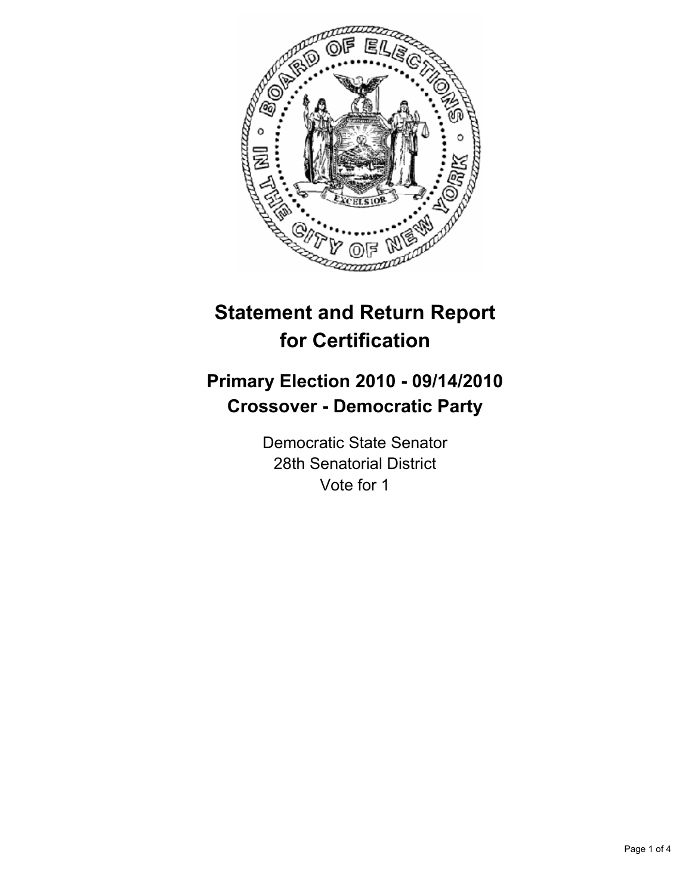# Statement and Return Report for Certification

## Primary Election 2010 - 09/14/2010
## Crossover - Democratic Party

Democratic State Senator
28th Senatorial District
Vote for 1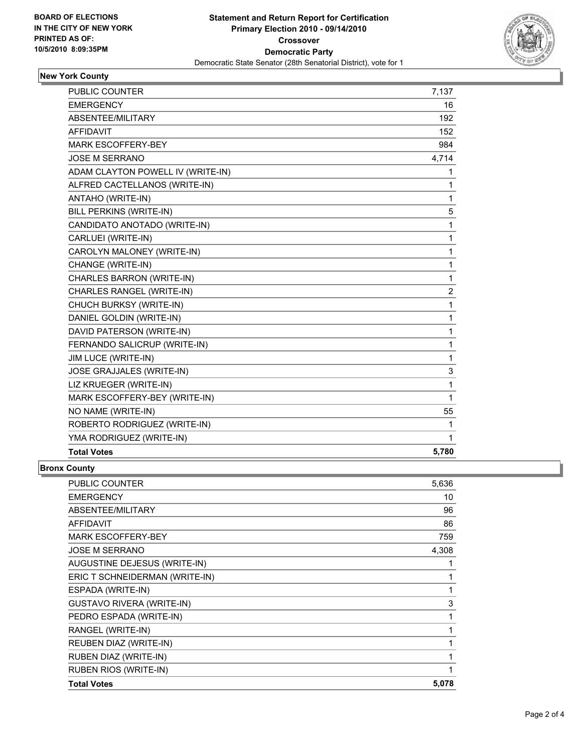**BOARD OF ELECTIONS**
**IN THE CITY OF NEW YORK**
**PRINTED AS OF:**
**10/5/2010 8:09:35PM**

# Statement and Return Report for Certification
## Primary Election 2010 - 09/14/2010
## Crossover
## Democratic Party

Democratic State Senator (28th Senatorial District), vote for 1

### New York County

| | |
|---|---|
| PUBLIC COUNTER | 7,137 |
| EMERGENCY | 16 |
| ABSENTEE/MILITARY | 192 |
| AFFIDAVIT | 152 |
| MARK ESCOFFERY-BEY | 984 |
| JOSE M SERRANO | 4,714 |
| ADAM CLAYTON POWELL IV (WRITE-IN) | 1 |
| ALFRED CACTELLANOS (WRITE-IN) | 1 |
| ANTAHO (WRITE-IN) | 1 |
| BILL PERKINS (WRITE-IN) | 5 |
| CANDIDATO ANOTADO (WRITE-IN) | 1 |
| CARLUEI (WRITE-IN) | 1 |
| CAROLYN MALONEY (WRITE-IN) | 1 |
| CHANGE (WRITE-IN) | 1 |
| CHARLES BARRON (WRITE-IN) | 1 |
| CHARLES RANGEL (WRITE-IN) | 2 |
| CHUCH BURKSY (WRITE-IN) | 1 |
| DANIEL GOLDIN (WRITE-IN) | 1 |
| DAVID PATERSON (WRITE-IN) | 1 |
| FERNANDO SALICRUP (WRITE-IN) | 1 |
| JIM LUCE (WRITE-IN) | 1 |
| JOSE GRAJJALES (WRITE-IN) | 3 |
| LIZ KRUEGER (WRITE-IN) | 1 |
| MARK ESCOFFERY-BEY (WRITE-IN) | 1 |
| NO NAME (WRITE-IN) | 55 |
| ROBERTO RODRIGUEZ (WRITE-IN) | 1 |
| YMA RODRIGUEZ (WRITE-IN) | 1 |
| **Total Votes** | **5,780** |

### Bronx County

| | |
|---|---|
| PUBLIC COUNTER | 5,636 |
| EMERGENCY | 10 |
| ABSENTEE/MILITARY | 96 |
| AFFIDAVIT | 86 |
| MARK ESCOFFERY-BEY | 759 |
| JOSE M SERRANO | 4,308 |
| AUGUSTINE DEJESUS (WRITE-IN) | 1 |
| ERIC T SCHNEIDERMAN (WRITE-IN) | 1 |
| ESPADA (WRITE-IN) | 1 |
| GUSTAVO RIVERA (WRITE-IN) | 3 |
| PEDRO ESPADA (WRITE-IN) | 1 |
| RANGEL (WRITE-IN) | 1 |
| REUBEN DIAZ (WRITE-IN) | 1 |
| RUBEN DIAZ (WRITE-IN) | 1 |
| RUBEN RIOS (WRITE-IN) | 1 |
| **Total Votes** | **5,078** |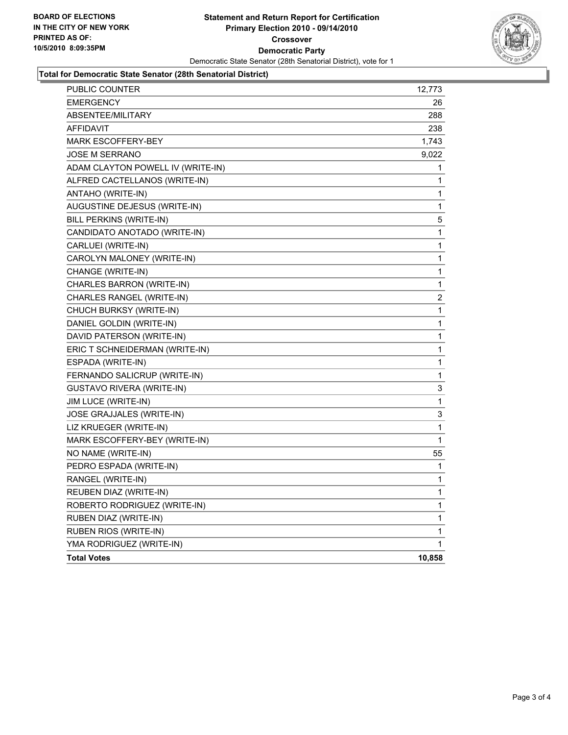**BOARD OF ELECTIONS**
**IN THE CITY OF NEW YORK**
**PRINTED AS OF:**
**10/5/2010 8:09:35PM**

# Statement and Return Report for Certification
## Primary Election 2010 - 09/14/2010
### Crossover
### Democratic Party

Democratic State Senator (28th Senatorial District), vote for 1

**Total for Democratic State Senator (28th Senatorial District)**

| | |
|---|---|
| PUBLIC COUNTER | 12,773 |
| EMERGENCY | 26 |
| ABSENTEE/MILITARY | 288 |
| AFFIDAVIT | 238 |
| MARK ESCOFFERY-BEY | 1,743 |
| JOSE M SERRANO | 9,022 |
| ADAM CLAYTON POWELL IV (WRITE-IN) | 1 |
| ALFRED CACTELLANOS (WRITE-IN) | 1 |
| ANTAHO (WRITE-IN) | 1 |
| AUGUSTINE DEJESUS (WRITE-IN) | 1 |
| BILL PERKINS (WRITE-IN) | 5 |
| CANDIDATO ANOTADO (WRITE-IN) | 1 |
| CARLUEI (WRITE-IN) | 1 |
| CAROLYN MALONEY (WRITE-IN) | 1 |
| CHANGE (WRITE-IN) | 1 |
| CHARLES BARRON (WRITE-IN) | 1 |
| CHARLES RANGEL (WRITE-IN) | 2 |
| CHUCH BURKSY (WRITE-IN) | 1 |
| DANIEL GOLDIN (WRITE-IN) | 1 |
| DAVID PATERSON (WRITE-IN) | 1 |
| ERIC T SCHNEIDERMAN (WRITE-IN) | 1 |
| ESPADA (WRITE-IN) | 1 |
| FERNANDO SALICRUP (WRITE-IN) | 1 |
| GUSTAVO RIVERA (WRITE-IN) | 3 |
| JIM LUCE (WRITE-IN) | 1 |
| JOSE GRAJJALES (WRITE-IN) | 3 |
| LIZ KRUEGER (WRITE-IN) | 1 |
| MARK ESCOFFERY-BEY (WRITE-IN) | 1 |
| NO NAME (WRITE-IN) | 55 |
| PEDRO ESPADA (WRITE-IN) | 1 |
| RANGEL (WRITE-IN) | 1 |
| REUBEN DIAZ (WRITE-IN) | 1 |
| ROBERTO RODRIGUEZ (WRITE-IN) | 1 |
| RUBEN DIAZ (WRITE-IN) | 1 |
| RUBEN RIOS (WRITE-IN) | 1 |
| YMA RODRIGUEZ (WRITE-IN) | 1 |
| **Total Votes** | **10,858** |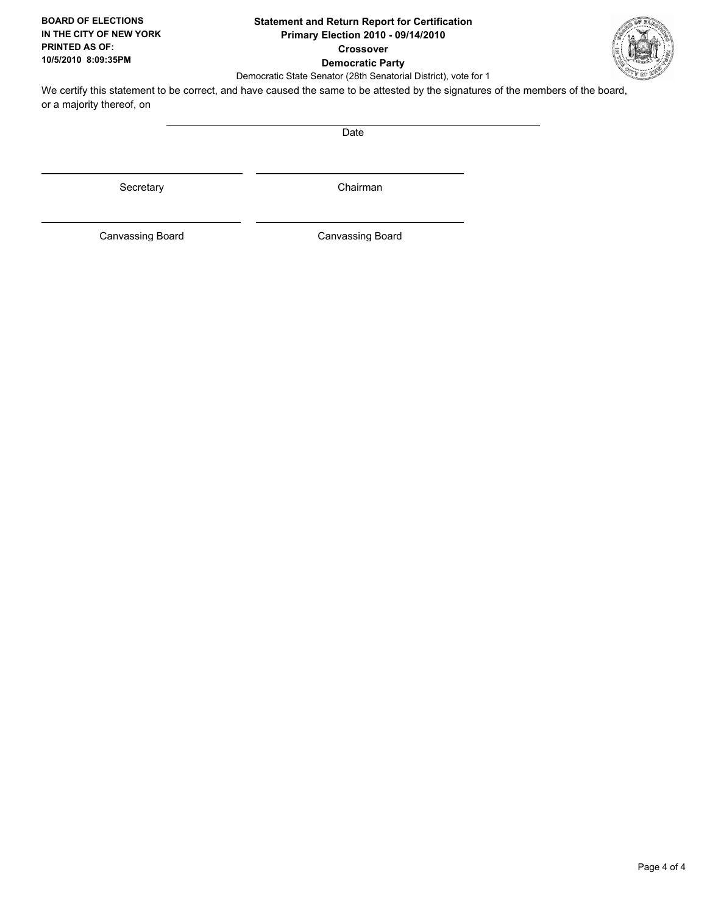**BOARD OF ELECTIONS IN THE CITY OF NEW YORK**
**PRINTED AS OF: 10/5/2010 8:09:35PM**

**Statement and Return Report for Certification**
**Primary Election 2010 - 09/14/2010**
**Crossover**
**Democratic Party**

Democratic State Senator (28th Senatorial District), vote for 1

We certify this statement to be correct, and have caused the same to be attested by the signatures of the members of the board, or a majority thereof, on

\_\_\_\_\_\_\_\_\_\_\_\_\_\_\_\_\_\_\_\_\_\_\_\_\_\_\_\_\_\_\_\_\_\_\_\_\_\_\_\_
Date

\_\_\_\_\_\_\_\_\_\_\_\_\_\_\_\_\_\_\_\_\_\_\_\_\_\_ \_\_\_\_\_\_\_\_\_\_\_\_\_\_\_\_\_\_\_\_\_\_\_\_\_\_
Secretary Chairman

\_\_\_\_\_\_\_\_\_\_\_\_\_\_\_\_\_\_\_\_\_\_\_\_\_\_ \_\_\_\_\_\_\_\_\_\_\_\_\_\_\_\_\_\_\_\_\_\_\_\_\_\_
Canvassing Board Canvassing Board